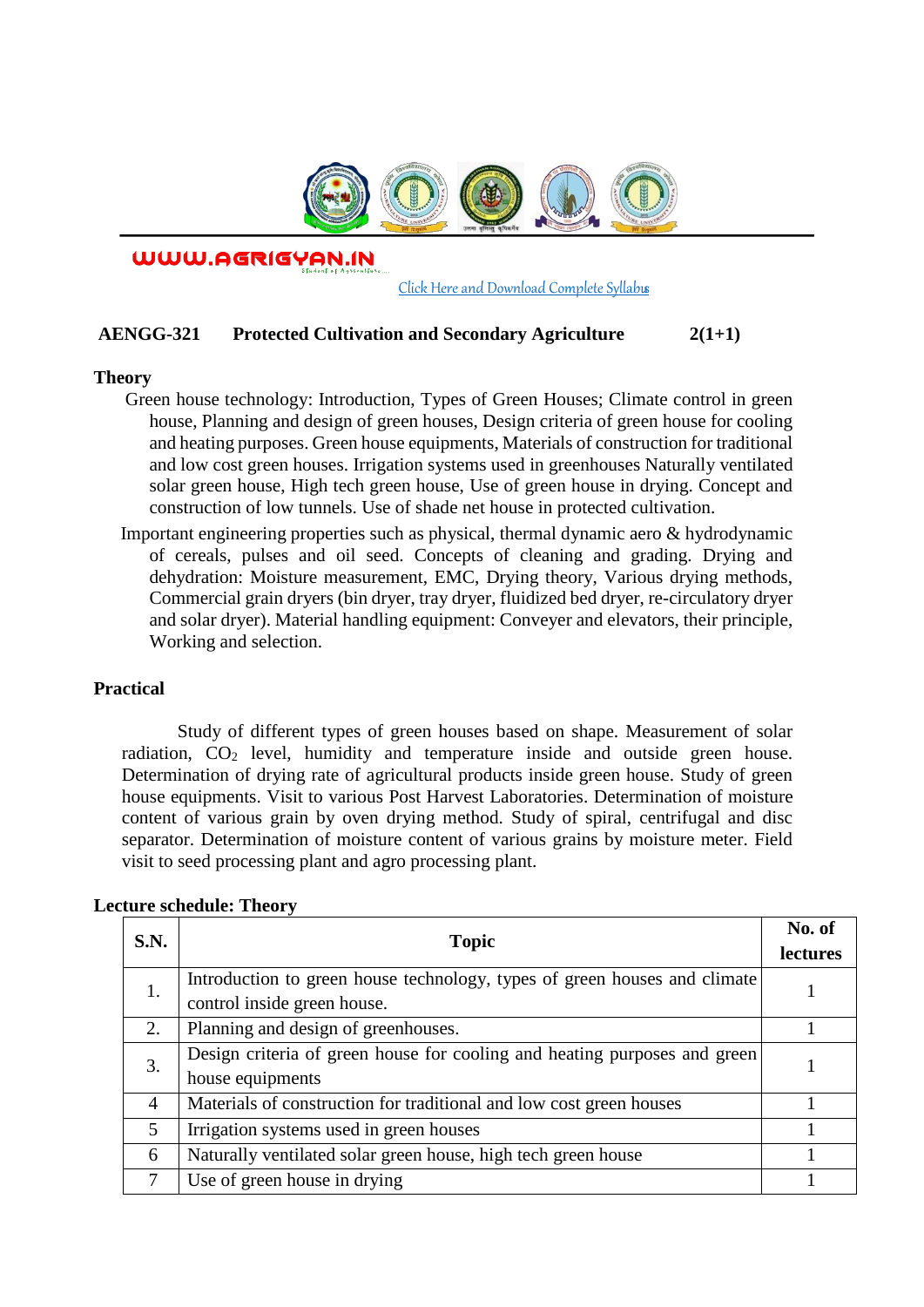WWW.AGRIGYAN.IN

Click Here and Download Complete Syllabus

**AENGG-321 Protected Cultivation and Secondary Agriculture 2(1+1)**

**Theory**

Green house technology: Introduction, Types of Green Houses; Climate control in green house, Planning and design of green houses, Design criteria of green house for cooling and heating purposes. Green house equipments, Materials of construction for traditional and low cost green houses. Irrigation systems used in greenhouses Naturally ventilated solar green house, High tech green house, Use of green house in drying. Concept and construction of low tunnels. Use of shade net house in protected cultivation.

Important engineering properties such as physical, thermal dynamic aero & hydrodynamic of cereals, pulses and oil seed. Concepts of cleaning and grading. Drying and dehydration: Moisture measurement, EMC, Drying theory, Various drying methods, Commercial grain dryers (bin dryer, tray dryer, fluidized bed dryer, re-circulatory dryer and solar dryer). Material handling equipment: Conveyer and elevators, their principle, Working and selection.

**Practical**

Study of different types of green houses based on shape. Measurement of solar radiation, $CO_2$ level, humidity and temperature inside and outside green house. Determination of drying rate of agricultural products inside green house. Study of green house equipments. Visit to various Post Harvest Laboratories. Determination of moisture content of various grain by oven drying method. Study of spiral, centrifugal and disc separator. Determination of moisture content of various grains by moisture meter. Field visit to seed processing plant and agro processing plant.

**Lecture schedule: Theory**

| S.N. | Topic | No. of lectures |
|---|---|---|
| 1. | Introduction to green house technology, types of green houses and climate control inside green house. | 1 |
| 2. | Planning and design of greenhouses. | 1 |
| 3. | Design criteria of green house for cooling and heating purposes and green house equipments | 1 |
| 4 | Materials of construction for traditional and low cost green houses | 1 |
| 5 | Irrigation systems used in green houses | 1 |
| 6 | Naturally ventilated solar green house, high tech green house | 1 |
| 7 | Use of green house in drying | 1 |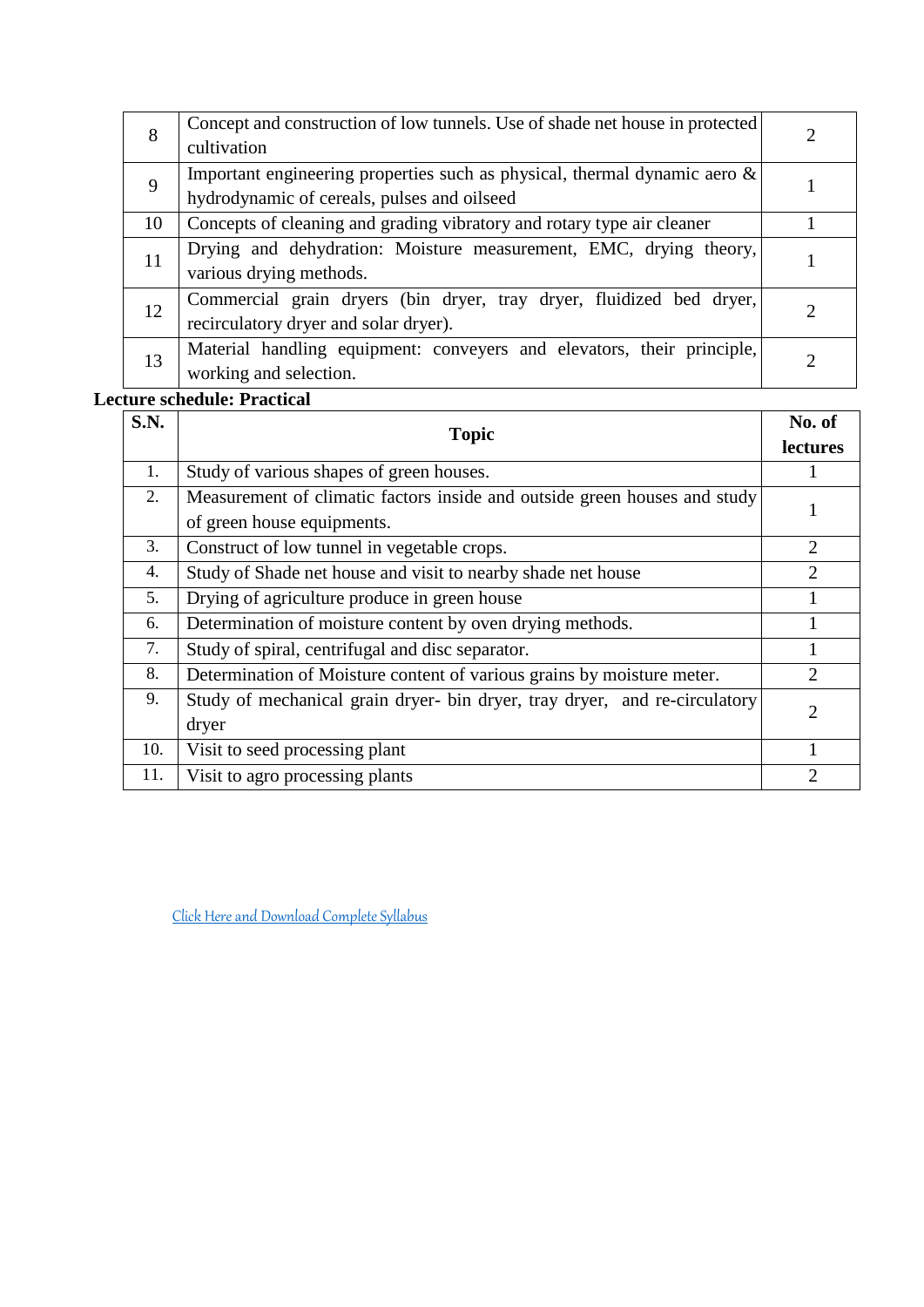| | | |
|---|---|---|
| 8 | Concept and construction of low tunnels. Use of shade net house in protected cultivation | 2 |
| 9 | Important engineering properties such as physical, thermal dynamic aero & hydrodynamic of cereals, pulses and oilseed | 1 |
| 10 | Concepts of cleaning and grading vibratory and rotary type air cleaner | 1 |
| 11 | Drying and dehydration: Moisture measurement, EMC, drying theory, various drying methods. | 1 |
| 12 | Commercial grain dryers (bin dryer, tray dryer, fluidized bed dryer, recirculatory dryer and solar dryer). | 2 |
| 13 | Material handling equipment: conveyers and elevators, their principle, working and selection. | 2 |

**Lecture schedule: Practical**

| S.N. | Topic | No. of lectures |
|---|---|---|
| 1. | Study of various shapes of green houses. | 1 |
| 2. | Measurement of climatic factors inside and outside green houses and study of green house equipments. | 1 |
| 3. | Construct of low tunnel in vegetable crops. | 2 |
| 4. | Study of Shade net house and visit to nearby shade net house | 2 |
| 5. | Drying of agriculture produce in green house | 1 |
| 6. | Determination of moisture content by oven drying methods. | 1 |
| 7. | Study of spiral, centrifugal and disc separator. | 1 |
| 8. | Determination of Moisture content of various grains by moisture meter. | 2 |
| 9. | Study of mechanical grain dryer- bin dryer, tray dryer, and re-circulatory dryer | 2 |
| 10. | Visit to seed processing plant | 1 |
| 11. | Visit to agro processing plants | 2 |

Click Here and Download Complete Syllabus